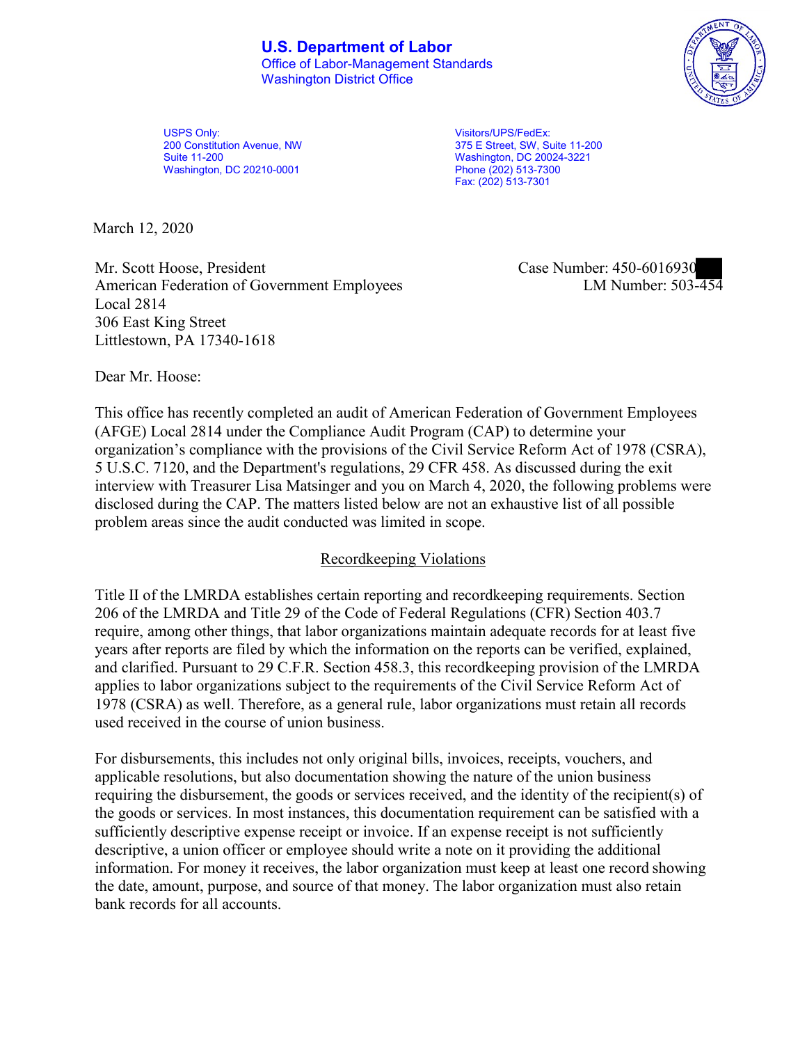**U.S. Department of Labor**
Office of Labor-Management Standards
Washington District Office

USPS Only:
200 Constitution Avenue, NW
Suite 11-200
Washington, DC 20210-0001

Visitors/UPS/FedEx:
375 E Street, SW, Suite 11-200
Washington, DC 20024-3221
Phone (202) 513-7300
Fax: (202) 513-7301

March 12, 2020

Mr. Scott Hoose, President
American Federation of Government Employees
Local 2814
306 East King Street
Littlestown, PA 17340-1618

Case Number: 450-6016930
LM Number: 503-454

Dear Mr. Hoose:

This office has recently completed an audit of American Federation of Government Employees (AFGE) Local 2814 under the Compliance Audit Program (CAP) to determine your organization's compliance with the provisions of the Civil Service Reform Act of 1978 (CSRA), 5 U.S.C. 7120, and the Department's regulations, 29 CFR 458. As discussed during the exit interview with Treasurer Lisa Matsinger and you on March 4, 2020, the following problems were disclosed during the CAP. The matters listed below are not an exhaustive list of all possible problem areas since the audit conducted was limited in scope.

## Recordkeeping Violations

Title II of the LMRDA establishes certain reporting and recordkeeping requirements. Section 206 of the LMRDA and Title 29 of the Code of Federal Regulations (CFR) Section 403.7 require, among other things, that labor organizations maintain adequate records for at least five years after reports are filed by which the information on the reports can be verified, explained, and clarified. Pursuant to 29 C.F.R. Section 458.3, this recordkeeping provision of the LMRDA applies to labor organizations subject to the requirements of the Civil Service Reform Act of 1978 (CSRA) as well. Therefore, as a general rule, labor organizations must retain all records used received in the course of union business.

For disbursements, this includes not only original bills, invoices, receipts, vouchers, and applicable resolutions, but also documentation showing the nature of the union business requiring the disbursement, the goods or services received, and the identity of the recipient(s) of the goods or services. In most instances, this documentation requirement can be satisfied with a sufficiently descriptive expense receipt or invoice. If an expense receipt is not sufficiently descriptive, a union officer or employee should write a note on it providing the additional information. For money it receives, the labor organization must keep at least one record showing the date, amount, purpose, and source of that money. The labor organization must also retain bank records for all accounts.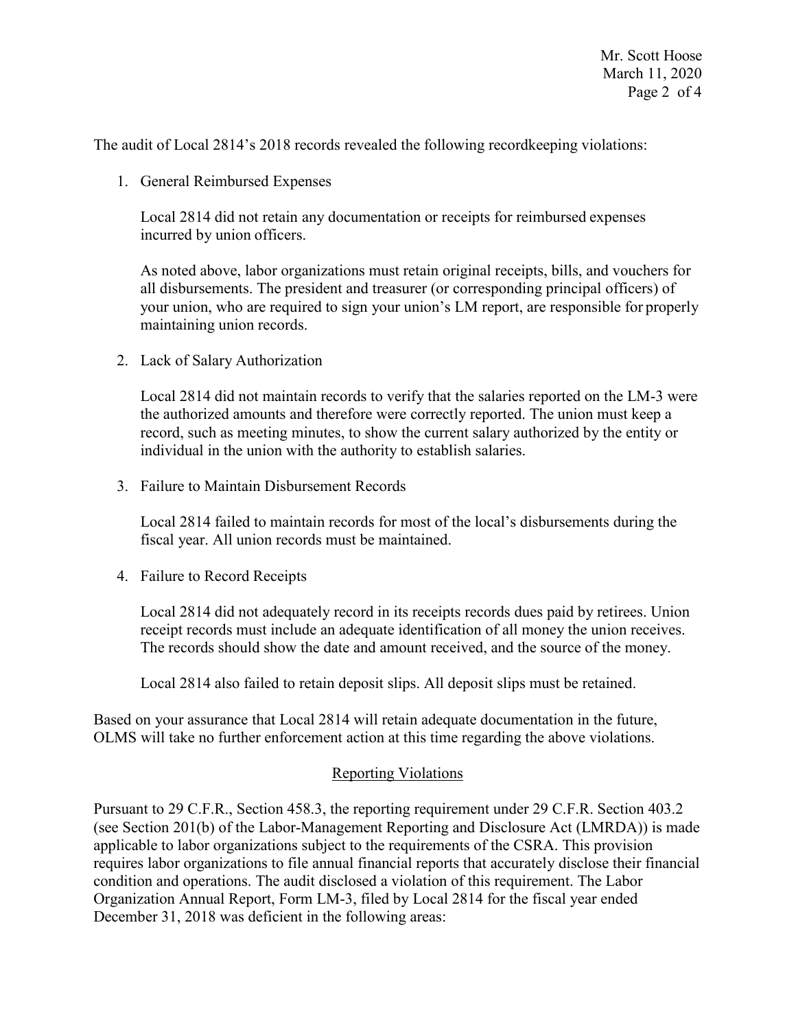The audit of Local 2814's 2018 records revealed the following recordkeeping violations:

1. General Reimbursed Expenses

   Local 2814 did not retain any documentation or receipts for reimbursed expenses incurred by union officers.

   As noted above, labor organizations must retain original receipts, bills, and vouchers for all disbursements. The president and treasurer (or corresponding principal officers) of your union, who are required to sign your union's LM report, are responsible for properly maintaining union records.

2. Lack of Salary Authorization

   Local 2814 did not maintain records to verify that the salaries reported on the LM-3 were the authorized amounts and therefore were correctly reported. The union must keep a record, such as meeting minutes, to show the current salary authorized by the entity or individual in the union with the authority to establish salaries.

3. Failure to Maintain Disbursement Records

   Local 2814 failed to maintain records for most of the local's disbursements during the fiscal year. All union records must be maintained.

4. Failure to Record Receipts

   Local 2814 did not adequately record in its receipts records dues paid by retirees. Union receipt records must include an adequate identification of all money the union receives. The records should show the date and amount received, and the source of the money.

   Local 2814 also failed to retain deposit slips. All deposit slips must be retained.

Based on your assurance that Local 2814 will retain adequate documentation in the future, OLMS will take no further enforcement action at this time regarding the above violations.

## Reporting Violations

Pursuant to 29 C.F.R., Section 458.3, the reporting requirement under 29 C.F.R. Section 403.2 (see Section 201(b) of the Labor-Management Reporting and Disclosure Act (LMRDA)) is made applicable to labor organizations subject to the requirements of the CSRA. This provision requires labor organizations to file annual financial reports that accurately disclose their financial condition and operations. The audit disclosed a violation of this requirement. The Labor Organization Annual Report, Form LM-3, filed by Local 2814 for the fiscal year ended December 31, 2018 was deficient in the following areas: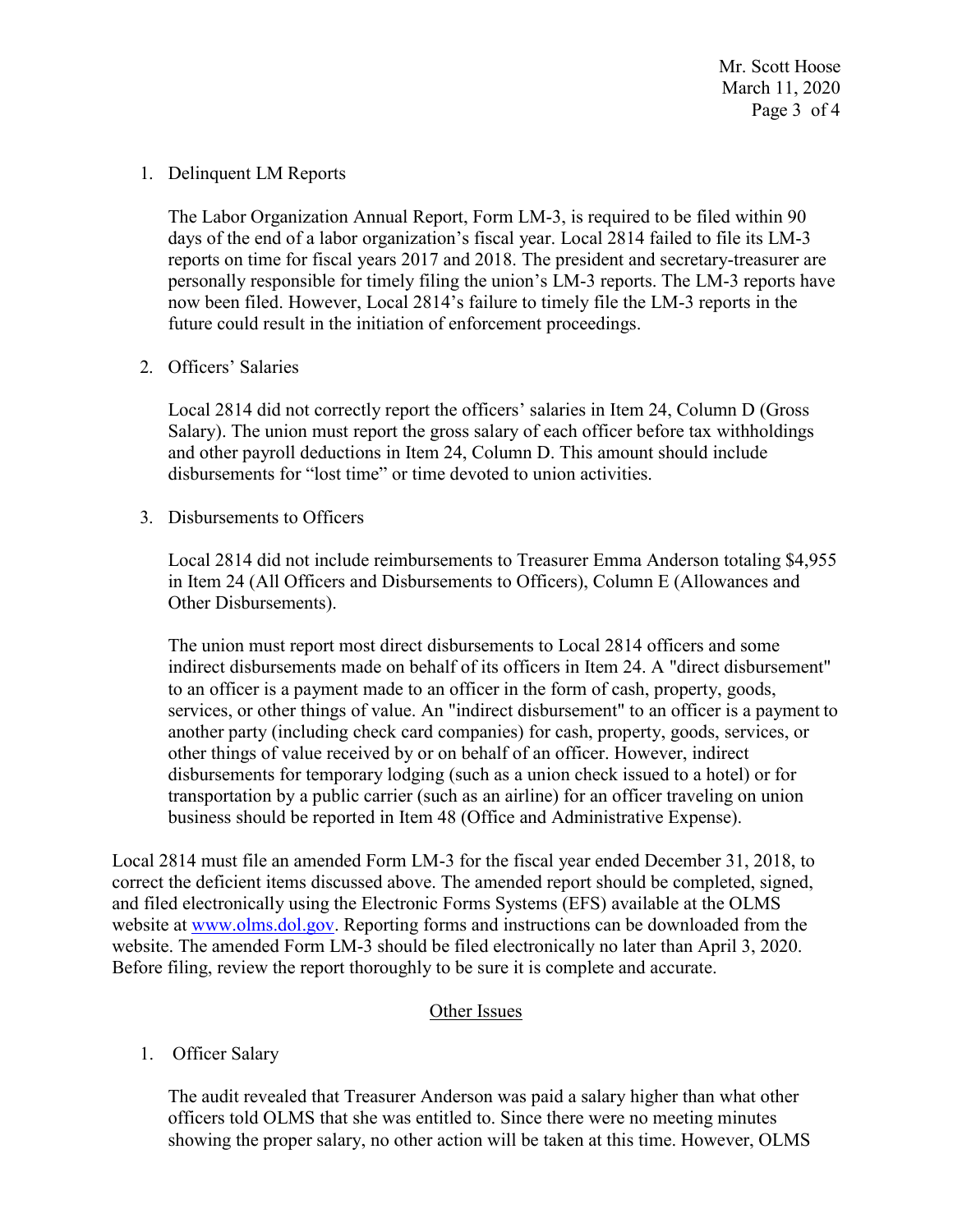1. Delinquent LM Reports

   The Labor Organization Annual Report, Form LM-3, is required to be filed within 90 days of the end of a labor organization's fiscal year. Local 2814 failed to file its LM-3 reports on time for fiscal years 2017 and 2018. The president and secretary-treasurer are personally responsible for timely filing the union's LM-3 reports. The LM-3 reports have now been filed. However, Local 2814's failure to timely file the LM-3 reports in the future could result in the initiation of enforcement proceedings.

2. Officers' Salaries

   Local 2814 did not correctly report the officers' salaries in Item 24, Column D (Gross Salary). The union must report the gross salary of each officer before tax withholdings and other payroll deductions in Item 24, Column D. This amount should include disbursements for "lost time" or time devoted to union activities.

3. Disbursements to Officers

   Local 2814 did not include reimbursements to Treasurer Emma Anderson totaling $4,955 in Item 24 (All Officers and Disbursements to Officers), Column E (Allowances and Other Disbursements).

   The union must report most direct disbursements to Local 2814 officers and some indirect disbursements made on behalf of its officers in Item 24. A "direct disbursement" to an officer is a payment made to an officer in the form of cash, property, goods, services, or other things of value. An "indirect disbursement" to an officer is a payment to another party (including check card companies) for cash, property, goods, services, or other things of value received by or on behalf of an officer. However, indirect disbursements for temporary lodging (such as a union check issued to a hotel) or for transportation by a public carrier (such as an airline) for an officer traveling on union business should be reported in Item 48 (Office and Administrative Expense).

Local 2814 must file an amended Form LM-3 for the fiscal year ended December 31, 2018, to correct the deficient items discussed above. The amended report should be completed, signed, and filed electronically using the Electronic Forms Systems (EFS) available at the OLMS website at [www.olms.dol.gov](http://www.olms.dol.gov). Reporting forms and instructions can be downloaded from the website. The amended Form LM-3 should be filed electronically no later than April 3, 2020. Before filing, review the report thoroughly to be sure it is complete and accurate.

## Other Issues

1. Officer Salary

   The audit revealed that Treasurer Anderson was paid a salary higher than what other officers told OLMS that she was entitled to. Since there were no meeting minutes showing the proper salary, no other action will be taken at this time. However, OLMS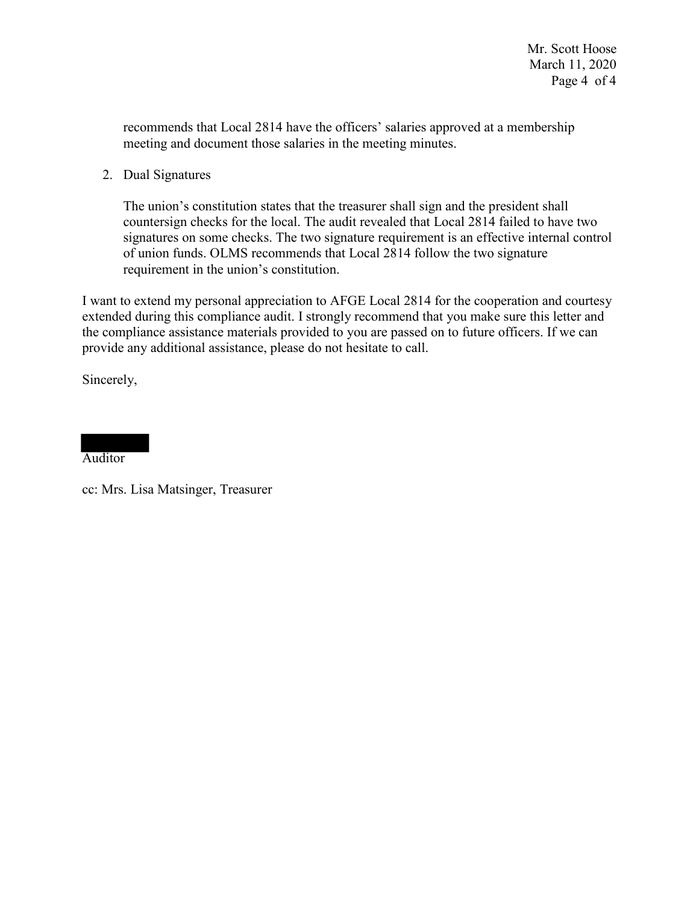recommends that Local 2814 have the officers' salaries approved at a membership meeting and document those salaries in the meeting minutes.

2. Dual Signatures

   The union's constitution states that the treasurer shall sign and the president shall countersign checks for the local. The audit revealed that Local 2814 failed to have two signatures on some checks. The two signature requirement is an effective internal control of union funds. OLMS recommends that Local 2814 follow the two signature requirement in the union's constitution.

I want to extend my personal appreciation to AFGE Local 2814 for the cooperation and courtesy extended during this compliance audit. I strongly recommend that you make sure this letter and the compliance assistance materials provided to you are passed on to future officers. If we can provide any additional assistance, please do not hesitate to call.

Sincerely,

Auditor

cc: Mrs. Lisa Matsinger, Treasurer